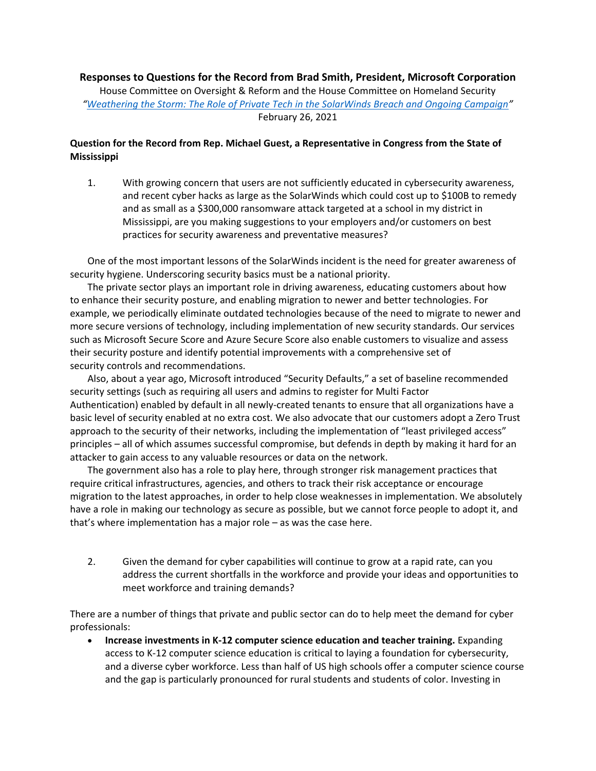**Responses to Questions for the Record from Brad Smith, President, Microsoft Corporation**

House Committee on Oversight & Reform and the House Committee on Homeland Security

*"Weathering the Storm: The Role of Private Tech in the SolarWinds Breach and Ongoing Campaign"*

February 26, 2021

**Question for the Record from Rep. Michael Guest, a Representative in Congress from the State of Mississippi**

1. With growing concern that users are not sufficiently educated in cybersecurity awareness, and recent cyber hacks as large as the SolarWinds which could cost up to $100B to remedy and as small as a $300,000 ransomware attack targeted at a school in my district in Mississippi, are you making suggestions to your employers and/or customers on best practices for security awareness and preventative measures?

One of the most important lessons of the SolarWinds incident is the need for greater awareness of security hygiene. Underscoring security basics must be a national priority.

The private sector plays an important role in driving awareness, educating customers about how to enhance their security posture, and enabling migration to newer and better technologies. For example, we periodically eliminate outdated technologies because of the need to migrate to newer and more secure versions of technology, including implementation of new security standards. Our services such as Microsoft Secure Score and Azure Secure Score also enable customers to visualize and assess their security posture and identify potential improvements with a comprehensive set of security controls and recommendations.

Also, about a year ago, Microsoft introduced "Security Defaults," a set of baseline recommended security settings (such as requiring all users and admins to register for Multi Factor Authentication) enabled by default in all newly-created tenants to ensure that all organizations have a basic level of security enabled at no extra cost. We also advocate that our customers adopt a Zero Trust approach to the security of their networks, including the implementation of "least privileged access" principles – all of which assumes successful compromise, but defends in depth by making it hard for an attacker to gain access to any valuable resources or data on the network.

The government also has a role to play here, through stronger risk management practices that require critical infrastructures, agencies, and others to track their risk acceptance or encourage migration to the latest approaches, in order to help close weaknesses in implementation. We absolutely have a role in making our technology as secure as possible, but we cannot force people to adopt it, and that's where implementation has a major role – as was the case here.

2. Given the demand for cyber capabilities will continue to grow at a rapid rate, can you address the current shortfalls in the workforce and provide your ideas and opportunities to meet workforce and training demands?

There are a number of things that private and public sector can do to help meet the demand for cyber professionals:

- **Increase investments in K-12 computer science education and teacher training.** Expanding access to K-12 computer science education is critical to laying a foundation for cybersecurity, and a diverse cyber workforce. Less than half of US high schools offer a computer science course and the gap is particularly pronounced for rural students and students of color. Investing in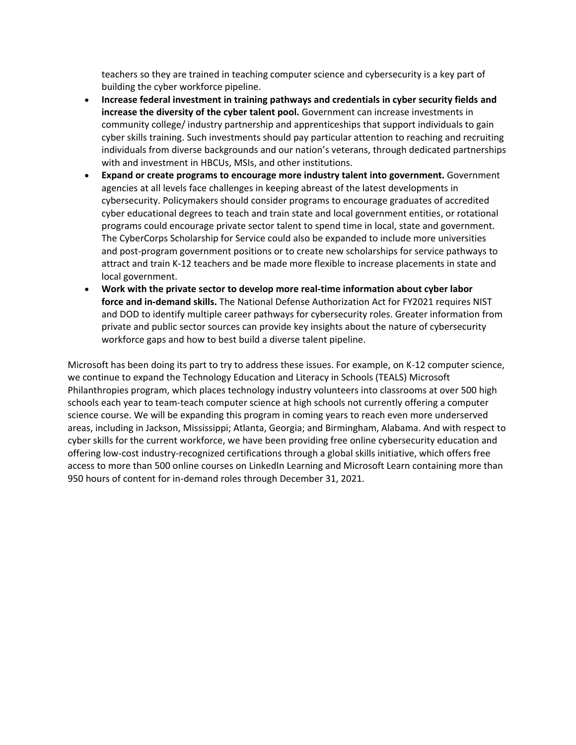teachers so they are trained in teaching computer science and cybersecurity is a key part of building the cyber workforce pipeline.

- **Increase federal investment in training pathways and credentials in cyber security fields and increase the diversity of the cyber talent pool.** Government can increase investments in community college/ industry partnership and apprenticeships that support individuals to gain cyber skills training. Such investments should pay particular attention to reaching and recruiting individuals from diverse backgrounds and our nation's veterans, through dedicated partnerships with and investment in HBCUs, MSIs, and other institutions.
- **Expand or create programs to encourage more industry talent into government.** Government agencies at all levels face challenges in keeping abreast of the latest developments in cybersecurity. Policymakers should consider programs to encourage graduates of accredited cyber educational degrees to teach and train state and local government entities, or rotational programs could encourage private sector talent to spend time in local, state and government. The CyberCorps Scholarship for Service could also be expanded to include more universities and post-program government positions or to create new scholarships for service pathways to attract and train K-12 teachers and be made more flexible to increase placements in state and local government.
- **Work with the private sector to develop more real-time information about cyber labor force and in-demand skills.** The National Defense Authorization Act for FY2021 requires NIST and DOD to identify multiple career pathways for cybersecurity roles. Greater information from private and public sector sources can provide key insights about the nature of cybersecurity workforce gaps and how to best build a diverse talent pipeline.

Microsoft has been doing its part to try to address these issues. For example, on K-12 computer science, we continue to expand the Technology Education and Literacy in Schools (TEALS) Microsoft Philanthropies program, which places technology industry volunteers into classrooms at over 500 high schools each year to team-teach computer science at high schools not currently offering a computer science course. We will be expanding this program in coming years to reach even more underserved areas, including in Jackson, Mississippi; Atlanta, Georgia; and Birmingham, Alabama. And with respect to cyber skills for the current workforce, we have been providing free online cybersecurity education and offering low-cost industry-recognized certifications through a global skills initiative, which offers free access to more than 500 online courses on LinkedIn Learning and Microsoft Learn containing more than 950 hours of content for in-demand roles through December 31, 2021.